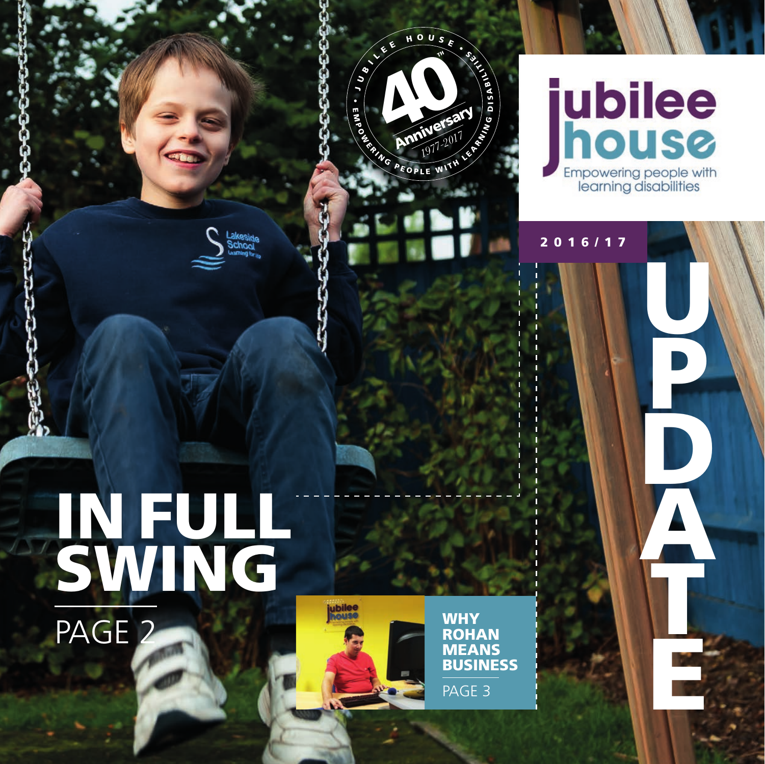# jubilee house

Empowering people with learning disabilities

Jubilee House 40th Anniversary 1977-2017 • Empowering people with learning disabilities

2016/17

# UPDATE

## IN FULL SWING

PAGE 2

## WHY ROHAN MEANS BUSINESS

PAGE 3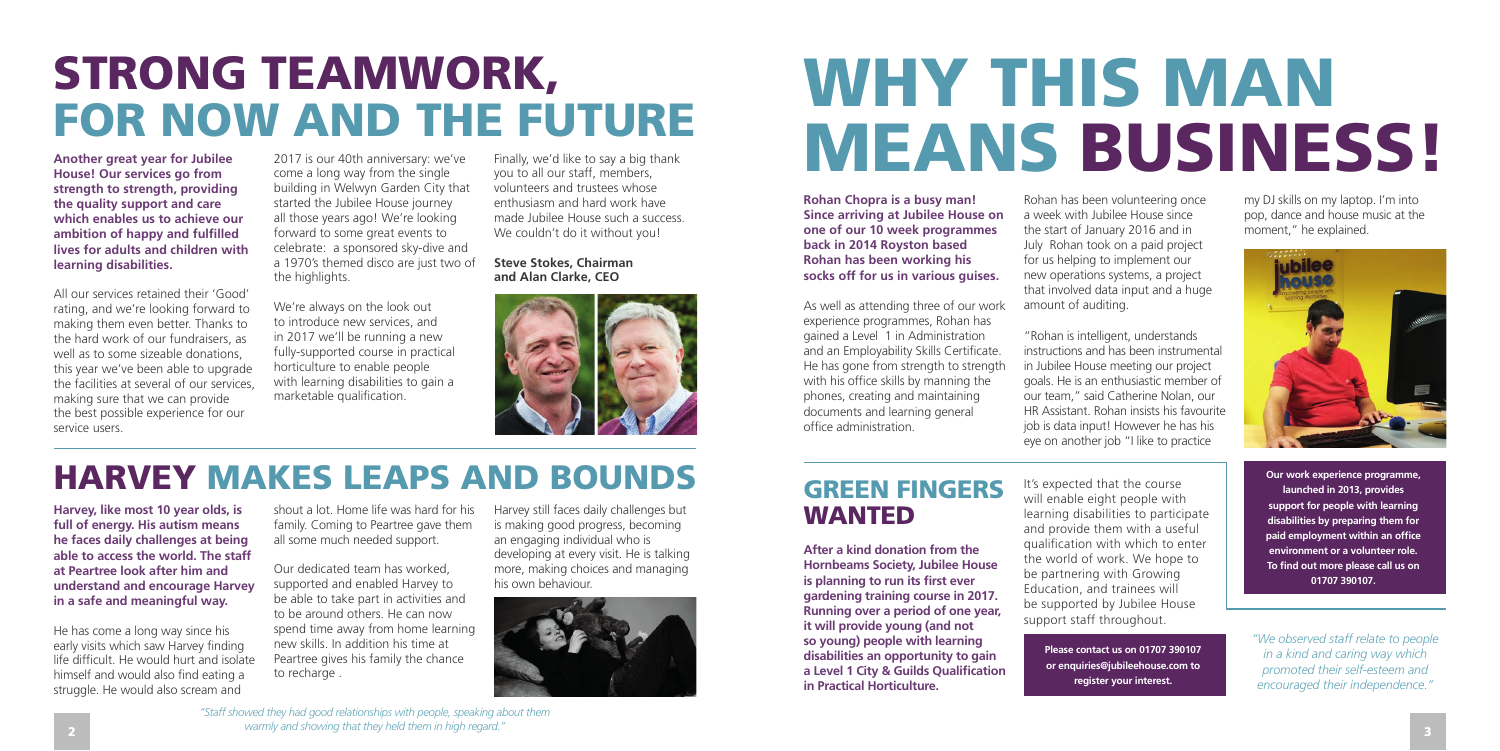# STRONG TEAMWORK, FOR NOW AND THE FUTURE

**Another great year for Jubilee House! Our services go from strength to strength, providing the quality support and care which enables us to achieve our ambition of happy and fulfilled lives for adults and children with learning disabilities.**

All our services retained their 'Good' rating, and we're looking forward to making them even better. Thanks to the hard work of our fundraisers, as well as to some sizeable donations, this year we've been able to upgrade the facilities at several of our services, making sure that we can provide the best possible experience for our service users.

2017 is our 40th anniversary: we've come a long way from the single building in Welwyn Garden City that started the Jubilee House journey all those years ago! We're looking forward to some great events to celebrate: a sponsored sky-dive and a 1970's themed disco are just two of the highlights.

We're always on the look out to introduce new services, and in 2017 we'll be running a new fully-supported course in practical horticulture to enable people with learning disabilities to gain a marketable qualification.

Finally, we'd like to say a big thank you to all our staff, members, volunteers and trustees whose enthusiasm and hard work have made Jubilee House such a success. We couldn't do it without you!

**Steve Stokes, Chairman and Alan Clarke, CEO**

# HARVEY MAKES LEAPS AND BOUNDS

**Harvey, like most 10 year olds, is full of energy. His autism means he faces daily challenges at being able to access the world. The staff at Peartree look after him and understand and encourage Harvey in a safe and meaningful way.**

He has come a long way since his early visits which saw Harvey finding life difficult. He would hurt and isolate himself and would also find eating a struggle. He would also scream and shout a lot. Home life was hard for his family. Coming to Peartree gave them all some much needed support.

Our dedicated team has worked, supported and enabled Harvey to be able to take part in activities and to be around others. He can now spend time away from home learning new skills. In addition his time at Peartree gives his family the chance to recharge .

Harvey still faces daily challenges but is making good progress, becoming an engaging individual who is developing at every visit. He is talking more, making choices and managing his own behaviour.

*"Staff showed they had good relationships with people, speaking about them warmly and showing that they held them in high regard."*

# WHY THIS MAN MEANS BUSINESS!

**Rohan Chopra is a busy man! Since arriving at Jubilee House on one of our 10 week programmes back in 2014 Royston based Rohan has been working his socks off for us in various guises.**

As well as attending three of our work experience programmes, Rohan has gained a Level 1 in Administration and an Employability Skills Certificate. He has gone from strength to strength with his office skills by manning the phones, creating and maintaining documents and learning general office administration.

Rohan has been volunteering once a week with Jubilee House since the start of January 2016 and in July Rohan took on a paid project for us helping to implement our new operations systems, a project that involved data input and a huge amount of auditing.

"Rohan is intelligent, understands instructions and has been instrumental in Jubilee House meeting our project goals. He is an enthusiastic member of our team," said Catherine Nolan, our HR Assistant. Rohan insists his favourite job is data input! However he has his eye on another job "I like to practice my DJ skills on my laptop. I'm into pop, dance and house music at the moment," he explained.

**Our work experience programme, launched in 2013, provides support for people with learning disabilities by preparing them for paid employment within an office environment or a volunteer role. To find out more please call us on 01707 390107.**

## GREEN FINGERS WANTED

**After a kind donation from the Hornbeams Society, Jubilee House is planning to run its first ever gardening training course in 2017. Running over a period of one year, it will provide young (and not so young) people with learning disabilities an opportunity to gain a Level 1 City & Guilds Qualification in Practical Horticulture.**

It's expected that the course will enable eight people with learning disabilities to participate and provide them with a useful qualification with which to enter the world of work. We hope to be partnering with Growing Education, and trainees will be supported by Jubilee House support staff throughout.

**Please contact us on 01707 390107 or enquiries@jubileehouse.com to register your interest.**

*"We observed staff relate to people in a kind and caring way which promoted their self-esteem and encouraged their independence."*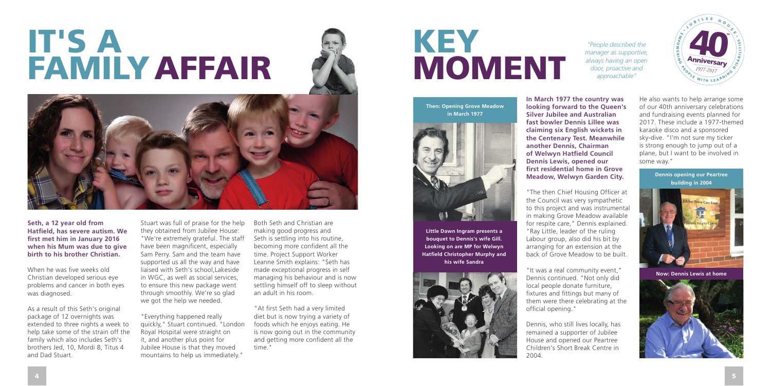# IT'S A FAMILY AFFAIR

**Seth, a 12 year old from Hatfield, has severe autism. We first met him in January 2016 when his Mum was due to give birth to his brother Christian.**

When he was five weeks old Christian developed serious eye problems and cancer in both eyes was diagnosed.

As a result of this Seth's original package of 12 overnights was extended to three nights a week to help take some of the strain off the family which also includes Seth's brothers Jed, 10, Mordi 8, Titus 4 and Dad Stuart.

Stuart was full of praise for the help they obtained from Jubilee House: "We're extremely grateful. The staff have been magnificent, especially Sam Perry. Sam and the team have supported us all the way and have liaised with Seth's school,Lakeside in WGC, as well as social services, to ensure this new package went through smoothly. We're so glad we got the help we needed.

"Everything happened really quickly," Stuart continued. "London Royal Hospital were straight on it, and another plus point for Jubilee House is that they moved mountains to help us immediately."

Both Seth and Christian are making good progress and Seth is settling into his routine, becoming more confident all the time. Project Support Worker Leanne Smith explains: "Seth has made exceptional progress in self managing his behaviour and is now settling himself off to sleep without an adult in his room.

"At first Seth had a very limited diet but is now trying a variety of foods which he enjoys eating. He is now going out in the community and getting more confident all the time."

# KEY MOMENT

*"People described the manager as supportive, always having an open door, proactive and approachable"*

**Then: Opening Grove Meadow in March 1977**

**Little Dawn Ingram presents a bouquet to Dennis's wife Gill. Looking on are MP for Welwyn Hatfield Christopher Murphy and his wife Sandra**

**In March 1977 the country was looking forward to the Queen's Silver Jubilee and Australian fast bowler Dennis Lillee was claiming six English wickets in the Centenary Test. Meanwhile another Dennis, Chairman of Welwyn Hatfield Council Dennis Lewis, opened our first residential home in Grove Meadow, Welwyn Garden City.**

"The then Chief Housing Officer at the Council was very sympathetic to this project and was instrumental in making Grove Meadow available for respite care," Dennis explained. "Ray Little, leader of the ruling Labour group, also did his bit by arranging for an extension at the back of Grove Meadow to be built.

"It was a real community event," Dennis continued. "Not only did local people donate furniture, fixtures and fittings but many of them were there celebrating at the official opening."

Dennis, who still lives locally, has remained a supporter of Jubilee House and opened our Peartree Children's Short Break Centre in 2004.

He also wants to help arrange some of our 40th anniversary celebrations and fundraising events planned for 2017. These include a 1977-themed karaoke disco and a sponsored sky-dive. "I'm not sure my ticker is strong enough to jump out of a plane, but I want to be involved in some way."

**Dennis opening our Peartree building in 2004**

**Now: Dennis Lewis at home**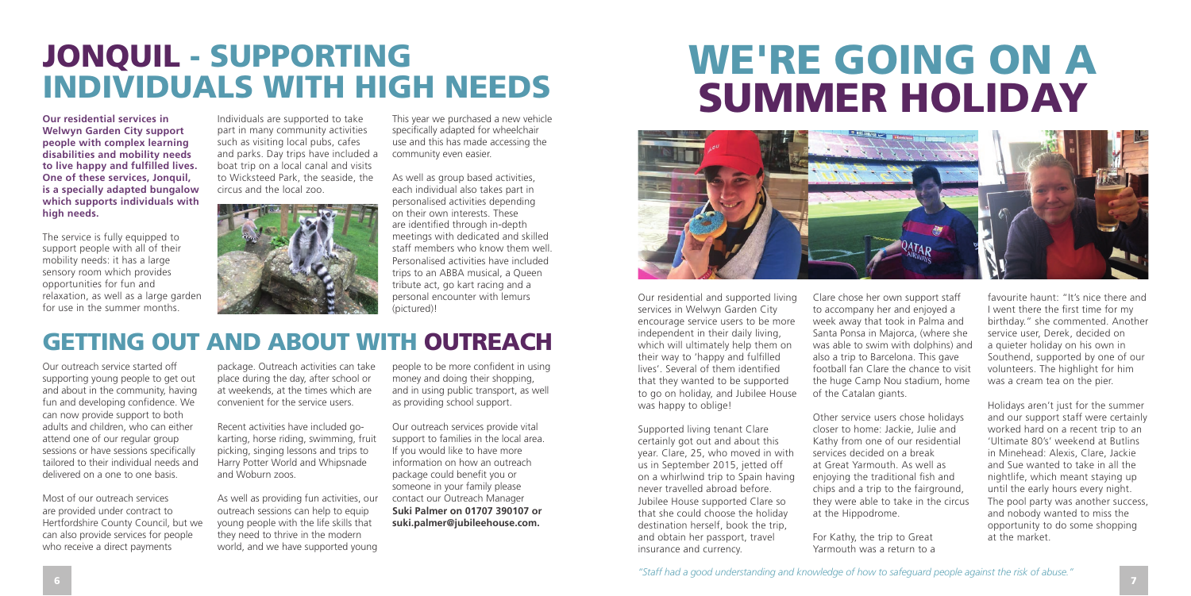# JONQUIL - SUPPORTING INDIVIDUALS WITH HIGH NEEDS

**Our residential services in Welwyn Garden City support people with complex learning disabilities and mobility needs to live happy and fulfilled lives. One of these services, Jonquil, is a specially adapted bungalow which supports individuals with high needs.**

The service is fully equipped to support people with all of their mobility needs: it has a large sensory room which provides opportunities for fun and relaxation, as well as a large garden for use in the summer months.

Individuals are supported to take part in many community activities such as visiting local pubs, cafes and parks. Day trips have included a boat trip on a local canal and visits to Wicksteed Park, the seaside, the circus and the local zoo.

This year we purchased a new vehicle specifically adapted for wheelchair use and this has made accessing the community even easier.

As well as group based activities, each individual also takes part in personalised activities depending on their own interests. These are identified through in-depth meetings with dedicated and skilled staff members who know them well. Personalised activities have included trips to an ABBA musical, a Queen tribute act, go kart racing and a personal encounter with lemurs (pictured)!

## GETTING OUT AND ABOUT WITH OUTREACH

Our outreach service started off supporting young people to get out and about in the community, having fun and developing confidence. We can now provide support to both adults and children, who can either attend one of our regular group sessions or have sessions specifically tailored to their individual needs and delivered on a one to one basis.

Most of our outreach services are provided under contract to Hertfordshire County Council, but we can also provide services for people who receive a direct payments package. Outreach activities can take place during the day, after school or at weekends, at the times which are convenient for the service users.

Recent activities have included go-karting, horse riding, swimming, fruit picking, singing lessons and trips to Harry Potter World and Whipsnade and Woburn zoos.

As well as providing fun activities, our outreach sessions can help to equip young people with the life skills that they need to thrive in the modern world, and we have supported young people to be more confident in using money and doing their shopping, and in using public transport, as well as providing school support.

Our outreach services provide vital support to families in the local area. If you would like to have more information on how an outreach package could benefit you or someone in your family please contact our Outreach Manager **Suki Palmer on 01707 390107 or suki.palmer@jubileehouse.com.**

# WE'RE GOING ON A SUMMER HOLIDAY

Our residential and supported living services in Welwyn Garden City encourage service users to be more independent in their daily living, which will ultimately help them on their way to 'happy and fulfilled lives'. Several of them identified that they wanted to be supported to go on holiday, and Jubilee House was happy to oblige!

Supported living tenant Clare certainly got out and about this year. Clare, 25, who moved in with us in September 2015, jetted off on a whirlwind trip to Spain having never travelled abroad before. Jubilee House supported Clare so that she could choose the holiday destination herself, book the trip, and obtain her passport, travel insurance and currency.

Clare chose her own support staff to accompany her and enjoyed a week away that took in Palma and Santa Ponsa in Majorca, (where she was able to swim with dolphins) and also a trip to Barcelona. This gave football fan Clare the chance to visit the huge Camp Nou stadium, home of the Catalan giants.

Other service users chose holidays closer to home: Jackie, Julie and Kathy from one of our residential services decided on a break at Great Yarmouth. As well as enjoying the traditional fish and chips and a trip to the fairground, they were able to take in the circus at the Hippodrome.

For Kathy, the trip to Great Yarmouth was a return to a favourite haunt: "It's nice there and I went there the first time for my birthday." she commented. Another service user, Derek, decided on a quieter holiday on his own in Southend, supported by one of our volunteers. The highlight for him was a cream tea on the pier.

Holidays aren't just for the summer and our support staff were certainly worked hard on a recent trip to an 'Ultimate 80's' weekend at Butlins in Minehead: Alexis, Clare, Jackie and Sue wanted to take in all the nightlife, which meant staying up until the early hours every night. The pool party was another success, and nobody wanted to miss the opportunity to do some shopping at the market.

*"Staff had a good understanding and knowledge of how to safeguard people against the risk of abuse."*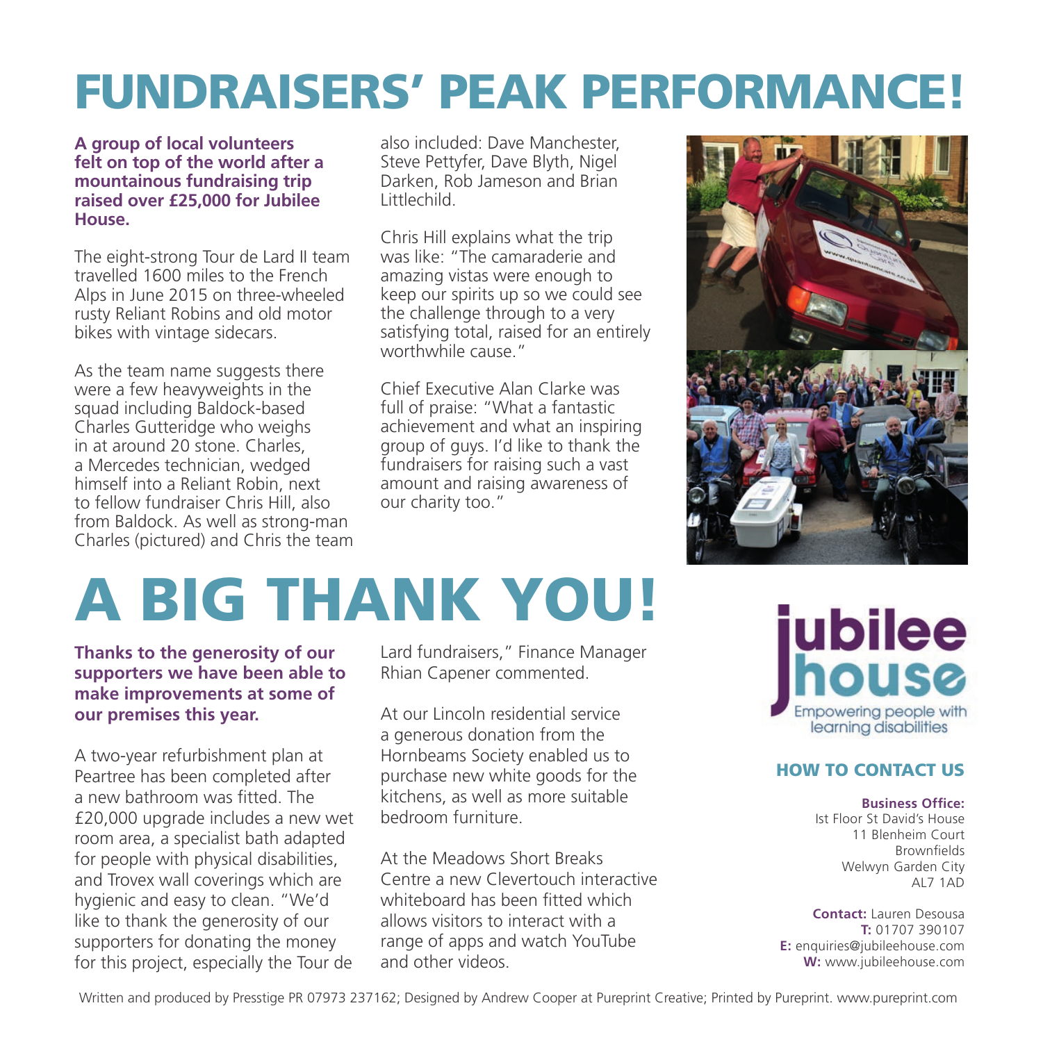# FUNDRAISERS' PEAK PERFORMANCE!

**A group of local volunteers felt on top of the world after a mountainous fundraising trip raised over £25,000 for Jubilee House.**

The eight-strong Tour de Lard II team travelled 1600 miles to the French Alps in June 2015 on three-wheeled rusty Reliant Robins and old motor bikes with vintage sidecars.

As the team name suggests there were a few heavyweights in the squad including Baldock-based Charles Gutteridge who weighs in at around 20 stone. Charles, a Mercedes technician, wedged himself into a Reliant Robin, next to fellow fundraiser Chris Hill, also from Baldock. As well as strong-man Charles (pictured) and Chris the team also included: Dave Manchester, Steve Pettyfer, Dave Blyth, Nigel Darken, Rob Jameson and Brian Littlechild.

Chris Hill explains what the trip was like: "The camaraderie and amazing vistas were enough to keep our spirits up so we could see the challenge through to a very satisfying total, raised for an entirely worthwhile cause."

Chief Executive Alan Clarke was full of praise: "What a fantastic achievement and what an inspiring group of guys. I'd like to thank the fundraisers for raising such a vast amount and raising awareness of our charity too."

# A BIG THANK YOU!

**Thanks to the generosity of our supporters we have been able to make improvements at some of our premises this year.**

A two-year refurbishment plan at Peartree has been completed after a new bathroom was fitted. The £20,000 upgrade includes a new wet room area, a specialist bath adapted for people with physical disabilities, and Trovex wall coverings which are hygienic and easy to clean. "We'd like to thank the generosity of our supporters for donating the money for this project, especially the Tour de Lard fundraisers," Finance Manager Rhian Capener commented.

At our Lincoln residential service a generous donation from the Hornbeams Society enabled us to purchase new white goods for the kitchens, as well as more suitable bedroom furniture.

At the Meadows Short Breaks Centre a new Clevertouch interactive whiteboard has been fitted which allows visitors to interact with a range of apps and watch YouTube and other videos.

jubilee house
Empowering people with learning disabilities

## HOW TO CONTACT US

**Business Office:**
Ist Floor St David's House
11 Blenheim Court
Brownfields
Welwyn Garden City
AL7 1AD

**Contact:** Lauren Desousa
**T:** 01707 390107
**E:** enquiries@jubileehouse.com
**W:** www.jubileehouse.com

Written and produced by Presstige PR 07973 237162; Designed by Andrew Cooper at Pureprint Creative; Printed by Pureprint. www.pureprint.com